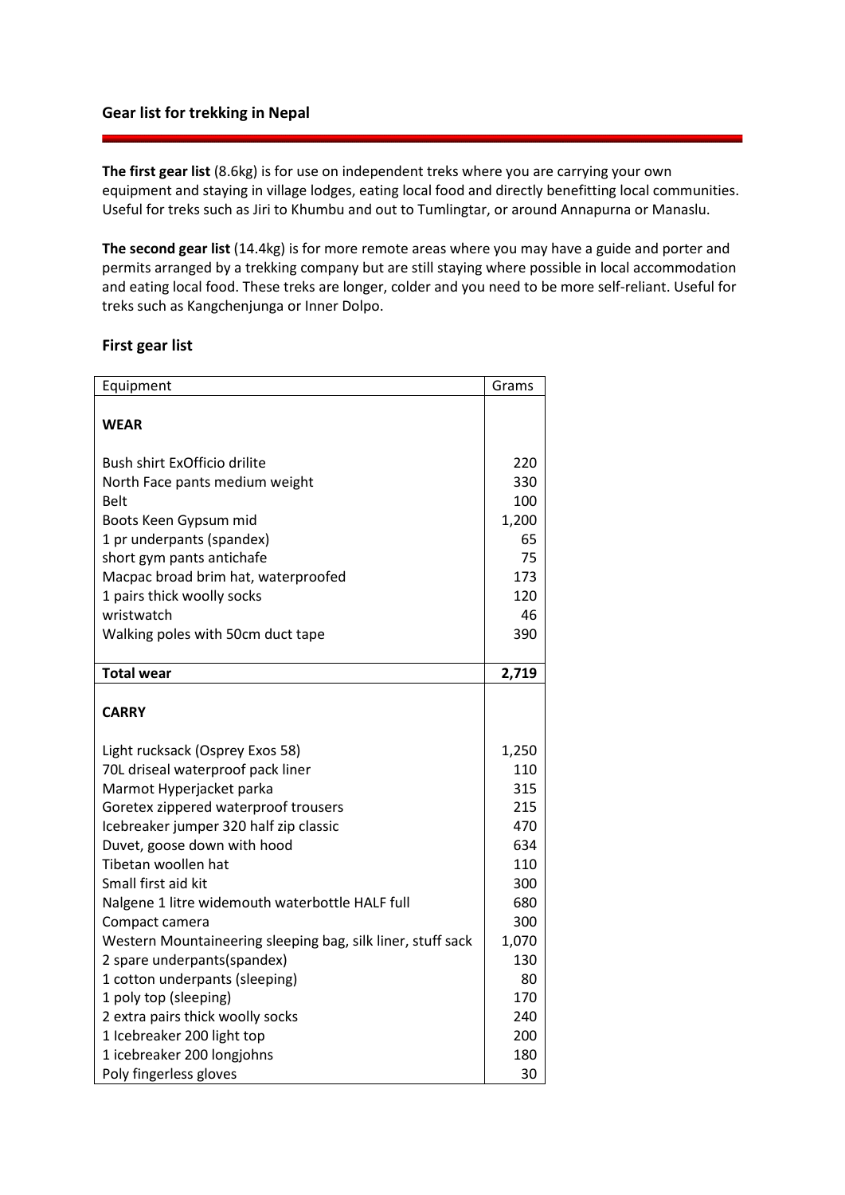### Gear list for trekking in Nepal

**The first gear list** (8.6kg) is for use on independent treks where you are carrying your own equipment and staying in village lodges, eating local food and directly benefitting local communities. Useful for treks such as Jiri to Khumbu and out to Tumlingtar, or around Annapurna or Manaslu.

**The second gear list** (14.4kg) is for more remote areas where you may have a guide and porter and permits arranged by a trekking company but are still staying where possible in local accommodation and eating local food. These treks are longer, colder and you need to be more self-reliant. Useful for treks such as Kangchenjunga or Inner Dolpo.

## First gear list

| Equipment | Grams |
|---|---|
| **WEAR** | |
| Bush shirt ExOfficio drilite | 220 |
| North Face pants medium weight | 330 |
| Belt | 100 |
| Boots Keen Gypsum mid | 1,200 |
| 1 pr underpants (spandex) | 65 |
| short gym pants antichafe | 75 |
| Macpac broad brim hat, waterproofed | 173 |
| 1 pairs thick woolly socks | 120 |
| wristwatch | 46 |
| Walking poles with 50cm duct tape | 390 |
| **Total wear** | **2,719** |
| **CARRY** | |
| Light rucksack (Osprey Exos 58) | 1,250 |
| 70L driseal waterproof pack liner | 110 |
| Marmot Hyperjacket parka | 315 |
| Goretex zippered waterproof trousers | 215 |
| Icebreaker jumper 320 half zip classic | 470 |
| Duvet, goose down with hood | 634 |
| Tibetan woollen hat | 110 |
| Small first aid kit | 300 |
| Nalgene 1 litre widemouth waterbottle HALF full | 680 |
| Compact camera | 300 |
| Western Mountaineering sleeping bag, silk liner, stuff sack | 1,070 |
| 2 spare underpants(spandex) | 130 |
| 1 cotton underpants (sleeping) | 80 |
| 1 poly top (sleeping) | 170 |
| 2 extra pairs thick woolly socks | 240 |
| 1 Icebreaker 200 light top | 200 |
| 1 icebreaker 200 longjohns | 180 |
| Poly fingerless gloves | 30 |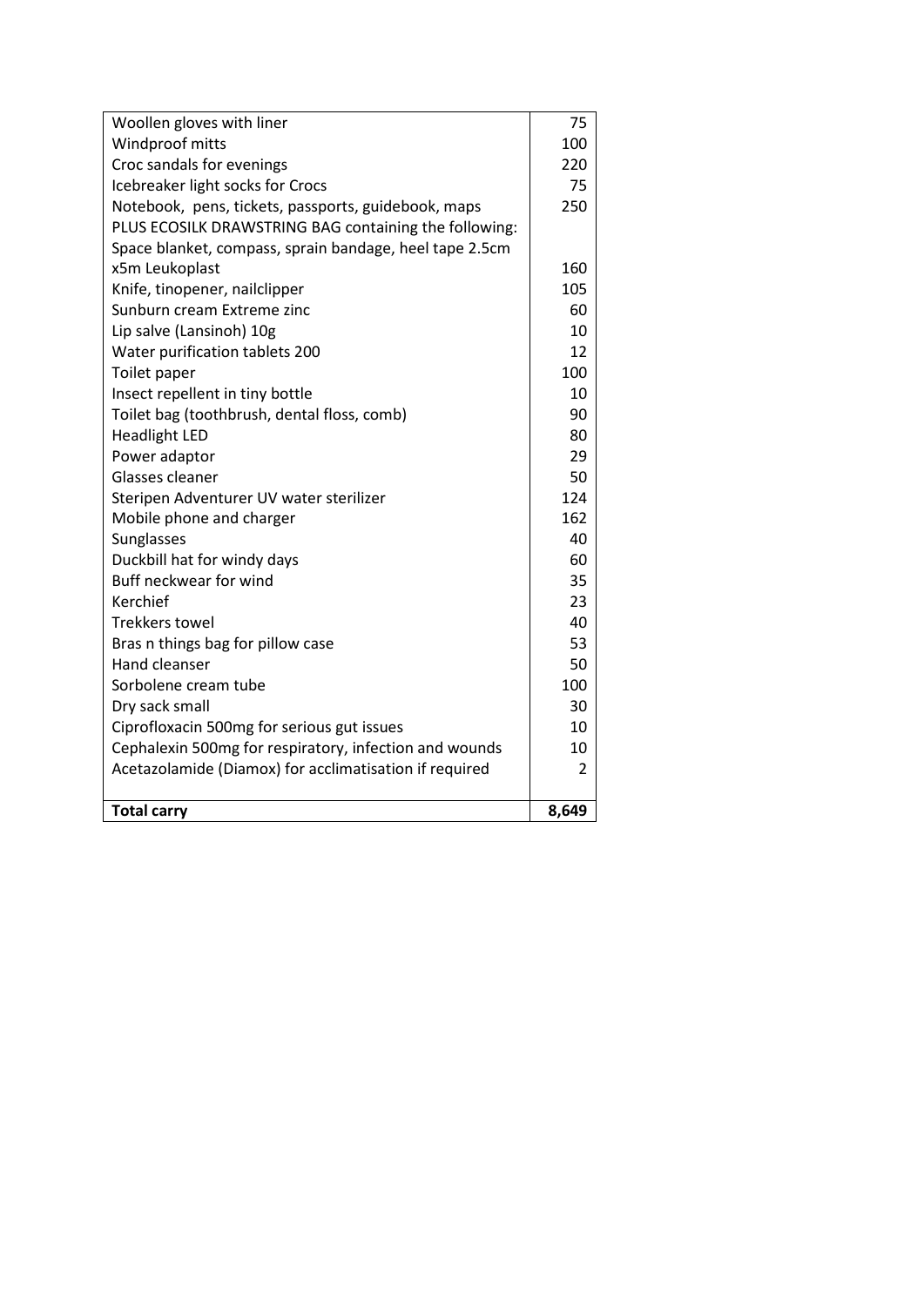| | |
|---|---|
| Woollen gloves with liner | 75 |
| Windproof mitts | 100 |
| Croc sandals for evenings | 220 |
| Icebreaker light socks for Crocs | 75 |
| Notebook, pens, tickets, passports, guidebook, maps | 250 |
| PLUS ECOSILK DRAWSTRING BAG containing the following: Space blanket, compass, sprain bandage, heel tape 2.5cm x5m Leukoplast | 160 |
| Knife, tinopener, nailclipper | 105 |
| Sunburn cream Extreme zinc | 60 |
| Lip salve (Lansinoh) 10g | 10 |
| Water purification tablets 200 | 12 |
| Toilet paper | 100 |
| Insect repellent in tiny bottle | 10 |
| Toilet bag (toothbrush, dental floss, comb) | 90 |
| Headlight LED | 80 |
| Power adaptor | 29 |
| Glasses cleaner | 50 |
| Steripen Adventurer UV water sterilizer | 124 |
| Mobile phone and charger | 162 |
| Sunglasses | 40 |
| Duckbill hat for windy days | 60 |
| Buff neckwear for wind | 35 |
| Kerchief | 23 |
| Trekkers towel | 40 |
| Bras n things bag for pillow case | 53 |
| Hand cleanser | 50 |
| Sorbolene cream tube | 100 |
| Dry sack small | 30 |
| Ciprofloxacin 500mg for serious gut issues | 10 |
| Cephalexin 500mg for respiratory, infection and wounds | 10 |
| Acetazolamide (Diamox) for acclimatisation if required | 2 |
| | |
| **Total carry** | **8,649** |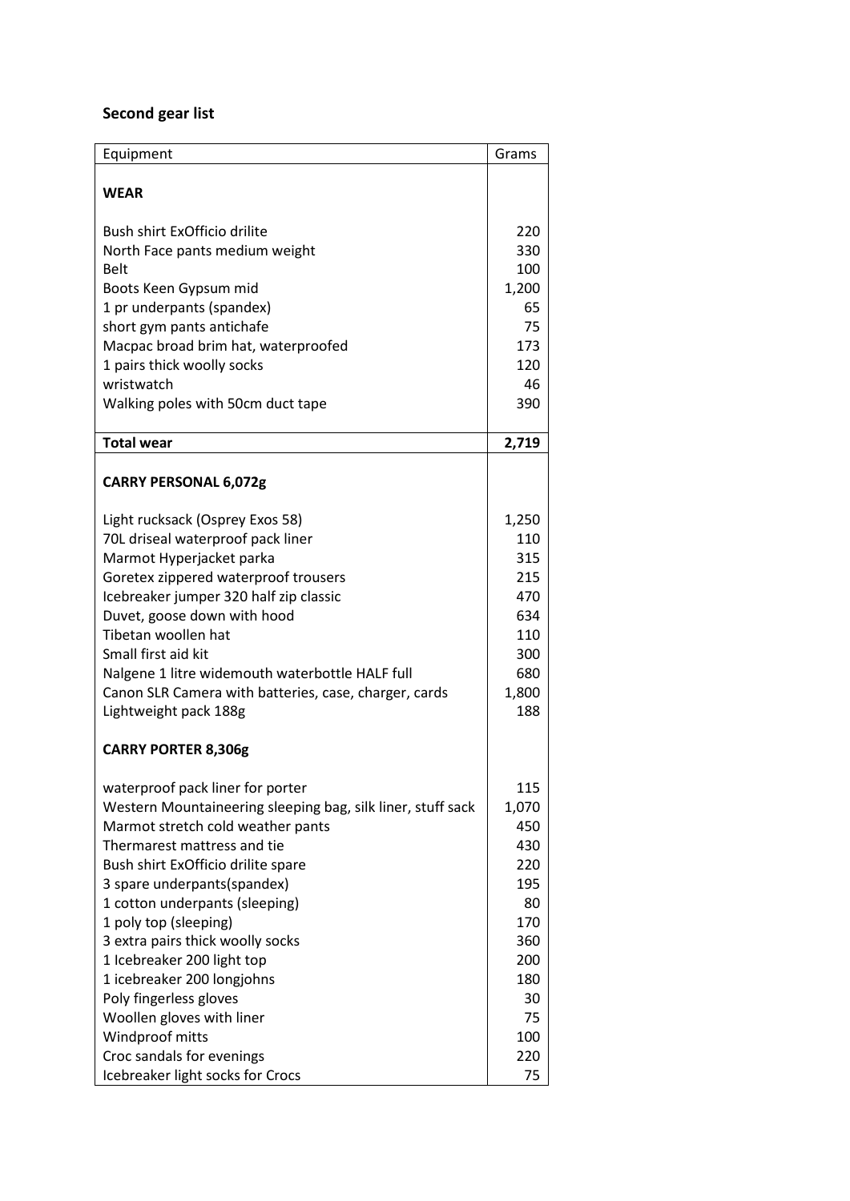## Second gear list

| Equipment | Grams |
|---|---|
| **WEAR** | |
| Bush shirt ExOfficio drilite | 220 |
| North Face pants medium weight | 330 |
| Belt | 100 |
| Boots Keen Gypsum mid | 1,200 |
| 1 pr underpants (spandex) | 65 |
| short gym pants antichafe | 75 |
| Macpac broad brim hat, waterproofed | 173 |
| 1 pairs thick woolly socks | 120 |
| wristwatch | 46 |
| Walking poles with 50cm duct tape | 390 |
| **Total wear** | **2,719** |
| **CARRY PERSONAL 6,072g** | |
| Light rucksack (Osprey Exos 58) | 1,250 |
| 70L driseal waterproof pack liner | 110 |
| Marmot Hyperjacket parka | 315 |
| Goretex zippered waterproof trousers | 215 |
| Icebreaker jumper 320 half zip classic | 470 |
| Duvet, goose down with hood | 634 |
| Tibetan woollen hat | 110 |
| Small first aid kit | 300 |
| Nalgene 1 litre widemouth waterbottle HALF full | 680 |
| Canon SLR Camera with batteries, case, charger, cards | 1,800 |
| Lightweight pack 188g | 188 |
| **CARRY PORTER 8,306g** | |
| waterproof pack liner for porter | 115 |
| Western Mountaineering sleeping bag, silk liner, stuff sack | 1,070 |
| Marmot stretch cold weather pants | 450 |
| Thermarest mattress and tie | 430 |
| Bush shirt ExOfficio drilite spare | 220 |
| 3 spare underpants(spandex) | 195 |
| 1 cotton underpants (sleeping) | 80 |
| 1 poly top (sleeping) | 170 |
| 3 extra pairs thick woolly socks | 360 |
| 1 Icebreaker 200 light top | 200 |
| 1 icebreaker 200 longjohns | 180 |
| Poly fingerless gloves | 30 |
| Woollen gloves with liner | 75 |
| Windproof mitts | 100 |
| Croc sandals for evenings | 220 |
| Icebreaker light socks for Crocs | 75 |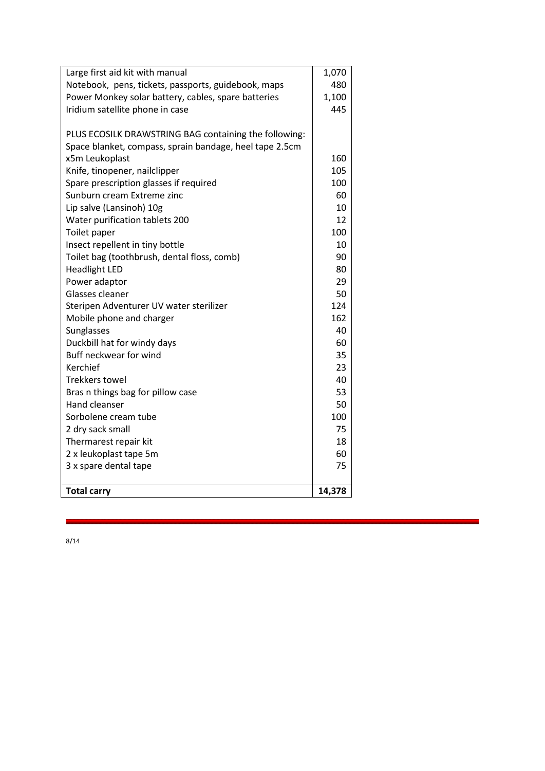| | |
|---|---|
| Large first aid kit with manual | 1,070 |
| Notebook, pens, tickets, passports, guidebook, maps | 480 |
| Power Monkey solar battery, cables, spare batteries | 1,100 |
| Iridium satellite phone in case | 445 |
| | |
| PLUS ECOSILK DRAWSTRING BAG containing the following: | |
| Space blanket, compass, sprain bandage, heel tape 2.5cm x5m Leukoplast | 160 |
| Knife, tinopener, nailclipper | 105 |
| Spare prescription glasses if required | 100 |
| Sunburn cream Extreme zinc | 60 |
| Lip salve (Lansinoh) 10g | 10 |
| Water purification tablets 200 | 12 |
| Toilet paper | 100 |
| Insect repellent in tiny bottle | 10 |
| Toilet bag (toothbrush, dental floss, comb) | 90 |
| Headlight LED | 80 |
| Power adaptor | 29 |
| Glasses cleaner | 50 |
| Steripen Adventurer UV water sterilizer | 124 |
| Mobile phone and charger | 162 |
| Sunglasses | 40 |
| Duckbill hat for windy days | 60 |
| Buff neckwear for wind | 35 |
| Kerchief | 23 |
| Trekkers towel | 40 |
| Bras n things bag for pillow case | 53 |
| Hand cleanser | 50 |
| Sorbolene cream tube | 100 |
| 2 dry sack small | 75 |
| Thermarest repair kit | 18 |
| 2 x leukoplast tape 5m | 60 |
| 3 x spare dental tape | 75 |
| | |
| **Total carry** | **14,378** |